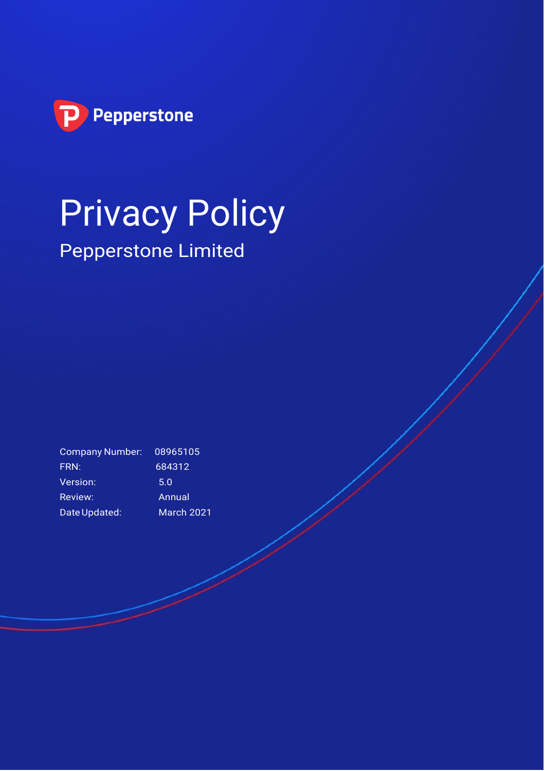Pepperstone

# Privacy Policy

## Pepperstone Limited

| | |
|---|---|
| Company Number: | 08965105 |
| FRN: | 684312 |
| Version: | 5.0 |
| Review: | Annual |
| Date Updated: | March 2021 |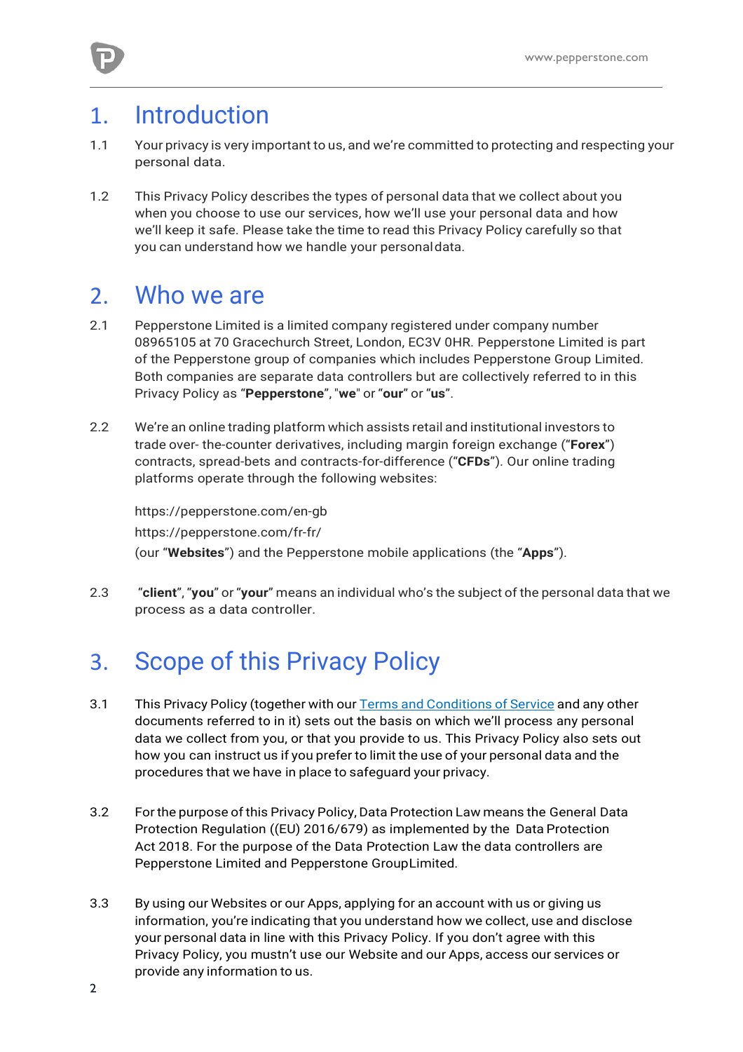# 1. Introduction

1.1 Your privacy is very important to us, and we're committed to protecting and respecting your personal data.

1.2 This Privacy Policy describes the types of personal data that we collect about you when you choose to use our services, how we'll use your personal data and how we'll keep it safe. Please take the time to read this Privacy Policy carefully so that you can understand how we handle your personal data.

# 2. Who we are

2.1 Pepperstone Limited is a limited company registered under company number 08965105 at 70 Gracechurch Street, London, EC3V 0HR. Pepperstone Limited is part of the Pepperstone group of companies which includes Pepperstone Group Limited. Both companies are separate data controllers but are collectively referred to in this Privacy Policy as "**Pepperstone**", "**we**" or "**our**" or "**us**".

2.2 We're an online trading platform which assists retail and institutional investors to trade over- the-counter derivatives, including margin foreign exchange ("**Forex**") contracts, spread-bets and contracts-for-difference ("**CFDs**"). Our online trading platforms operate through the following websites:

https://pepperstone.com/en-gb

https://pepperstone.com/fr-fr/

(our "**Websites**") and the Pepperstone mobile applications (the "**Apps**").

2.3 "**client**", "**you**" or "**your**" means an individual who's the subject of the personal data that we process as a data controller.

# 3. Scope of this Privacy Policy

3.1 This Privacy Policy (together with our Terms and Conditions of Service and any other documents referred to in it) sets out the basis on which we'll process any personal data we collect from you, or that you provide to us. This Privacy Policy also sets out how you can instruct us if you prefer to limit the use of your personal data and the procedures that we have in place to safeguard your privacy.

3.2 For the purpose of this Privacy Policy, Data Protection Law means the General Data Protection Regulation ((EU) 2016/679) as implemented by the Data Protection Act 2018. For the purpose of the Data Protection Law the data controllers are Pepperstone Limited and Pepperstone Group Limited.

3.3 By using our Websites or our Apps, applying for an account with us or giving us information, you're indicating that you understand how we collect, use and disclose your personal data in line with this Privacy Policy. If you don't agree with this Privacy Policy, you mustn't use our Website and our Apps, access our services or provide any information to us.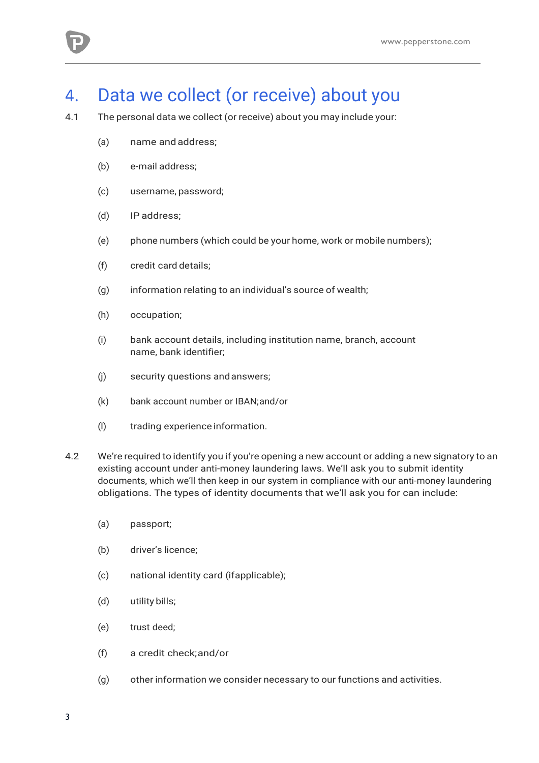# 4. Data we collect (or receive) about you

4.1 The personal data we collect (or receive) about you may include your:

(a) name and address;

(b) e-mail address;

(c) username, password;

(d) IP address;

(e) phone numbers (which could be your home, work or mobile numbers);

(f) credit card details;

(g) information relating to an individual's source of wealth;

(h) occupation;

(i) bank account details, including institution name, branch, account name, bank identifier;

(j) security questions and answers;

(k) bank account number or IBAN; and/or

(l) trading experience information.

4.2 We're required to identify you if you're opening a new account or adding a new signatory to an existing account under anti-money laundering laws. We'll ask you to submit identity documents, which we'll then keep in our system in compliance with our anti-money laundering obligations. The types of identity documents that we'll ask you for can include:

(a) passport;

(b) driver's licence;

(c) national identity card (if applicable);

(d) utility bills;

(e) trust deed;

(f) a credit check; and/or

(g) other information we consider necessary to our functions and activities.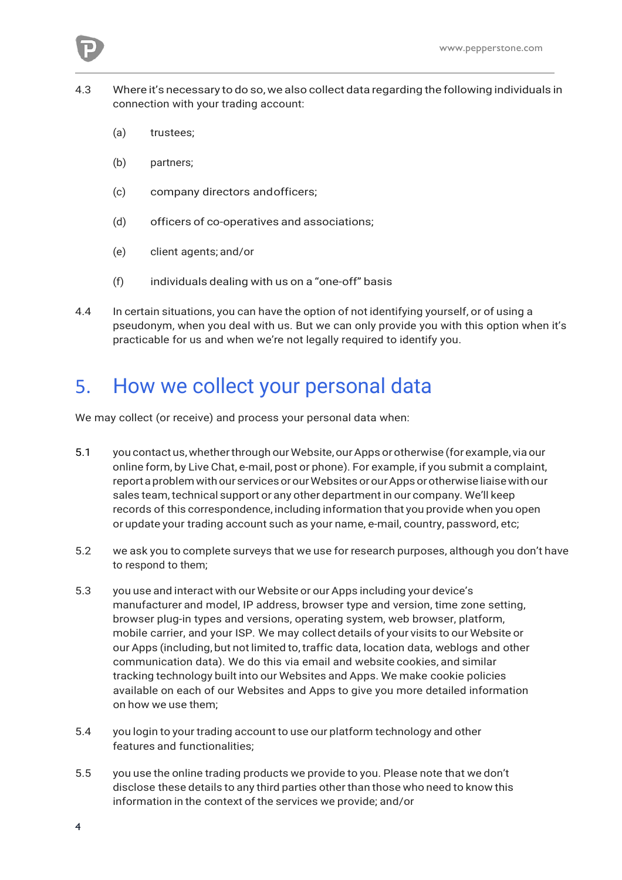4.3 Where it's necessary to do so, we also collect data regarding the following individuals in connection with your trading account:

(a) trustees;

(b) partners;

(c) company directors andofficers;

(d) officers of co-operatives and associations;

(e) client agents; and/or

(f) individuals dealing with us on a "one-off" basis

4.4 In certain situations, you can have the option of not identifying yourself, or of using a pseudonym, when you deal with us. But we can only provide you with this option when it's practicable for us and when we're not legally required to identify you.

## 5. How we collect your personal data

We may collect (or receive) and process your personal data when:

5.1 you contact us, whether through our Website, our Apps or otherwise (for example, via our online form, by Live Chat, e-mail, post or phone). For example, if you submit a complaint, report a problem with our services or our Websites or our Apps or otherwise liaise with our sales team, technical support or any other department in our company. We'll keep records of this correspondence, including information that you provide when you open or update your trading account such as your name, e-mail, country, password, etc;

5.2 we ask you to complete surveys that we use for research purposes, although you don't have to respond to them;

5.3 you use and interact with our Website or our Apps including your device's manufacturer and model, IP address, browser type and version, time zone setting, browser plug-in types and versions, operating system, web browser, platform, mobile carrier, and your ISP. We may collect details of your visits to our Website or our Apps (including, but not limited to, traffic data, location data, weblogs and other communication data). We do this via email and website cookies, and similar tracking technology built into our Websites and Apps. We make cookie policies available on each of our Websites and Apps to give you more detailed information on how we use them;

5.4 you login to your trading account to use our platform technology and other features and functionalities;

5.5 you use the online trading products we provide to you. Please note that we don't disclose these details to any third parties other than those who need to know this information in the context of the services we provide; and/or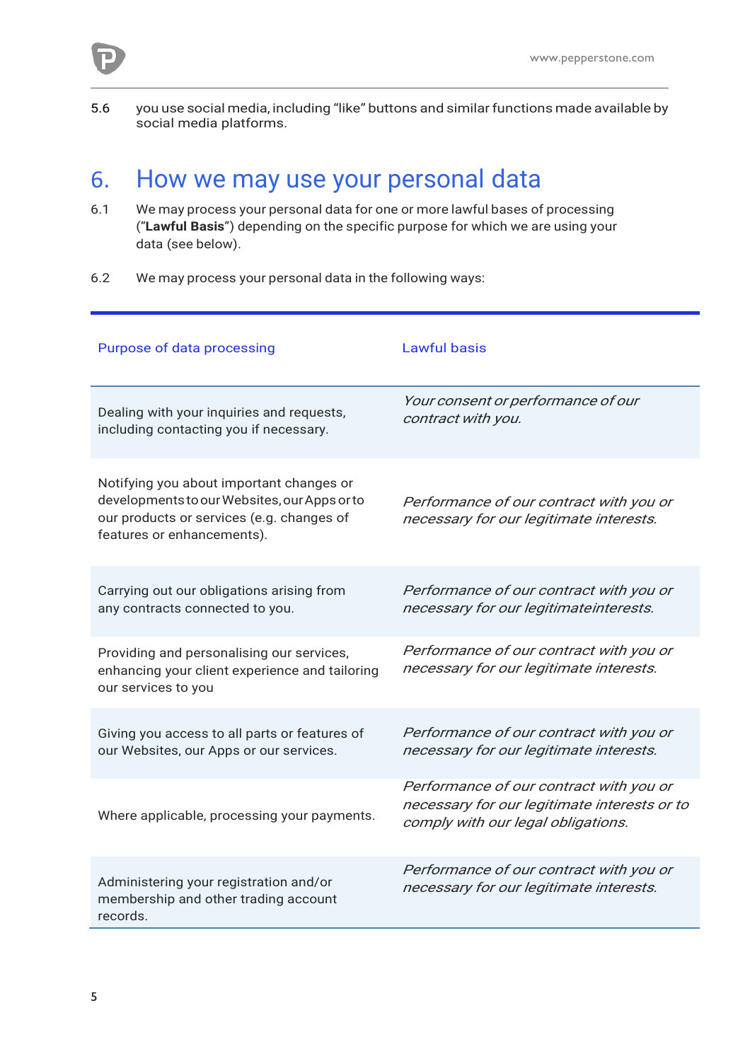5.6 you use social media, including "like" buttons and similar functions made available by social media platforms.

## 6. How we may use your personal data

6.1 We may process your personal data for one or more lawful bases of processing ("**Lawful Basis**") depending on the specific purpose for which we are using your data (see below).

6.2 We may process your personal data in the following ways:

| Purpose of data processing | Lawful basis |
|---|---|
| Dealing with your inquiries and requests, including contacting you if necessary. | *Your consent or performance of our contract with you.* |
| Notifying you about important changes or developments to our Websites, our Apps or to our products or services (e.g. changes of features or enhancements). | *Performance of our contract with you or necessary for our legitimate interests.* |
| Carrying out our obligations arising from any contracts connected to you. | *Performance of our contract with you or necessary for our legitimateinterests.* |
| Providing and personalising our services, enhancing your client experience and tailoring our services to you | *Performance of our contract with you or necessary for our legitimate interests.* |
| Giving you access to all parts or features of our Websites, our Apps or our services. | *Performance of our contract with you or necessary for our legitimate interests.* |
| Where applicable, processing your payments. | *Performance of our contract with you or necessary for our legitimate interests or to comply with our legal obligations.* |
| Administering your registration and/or membership and other trading account records. | *Performance of our contract with you or necessary for our legitimate interests.* |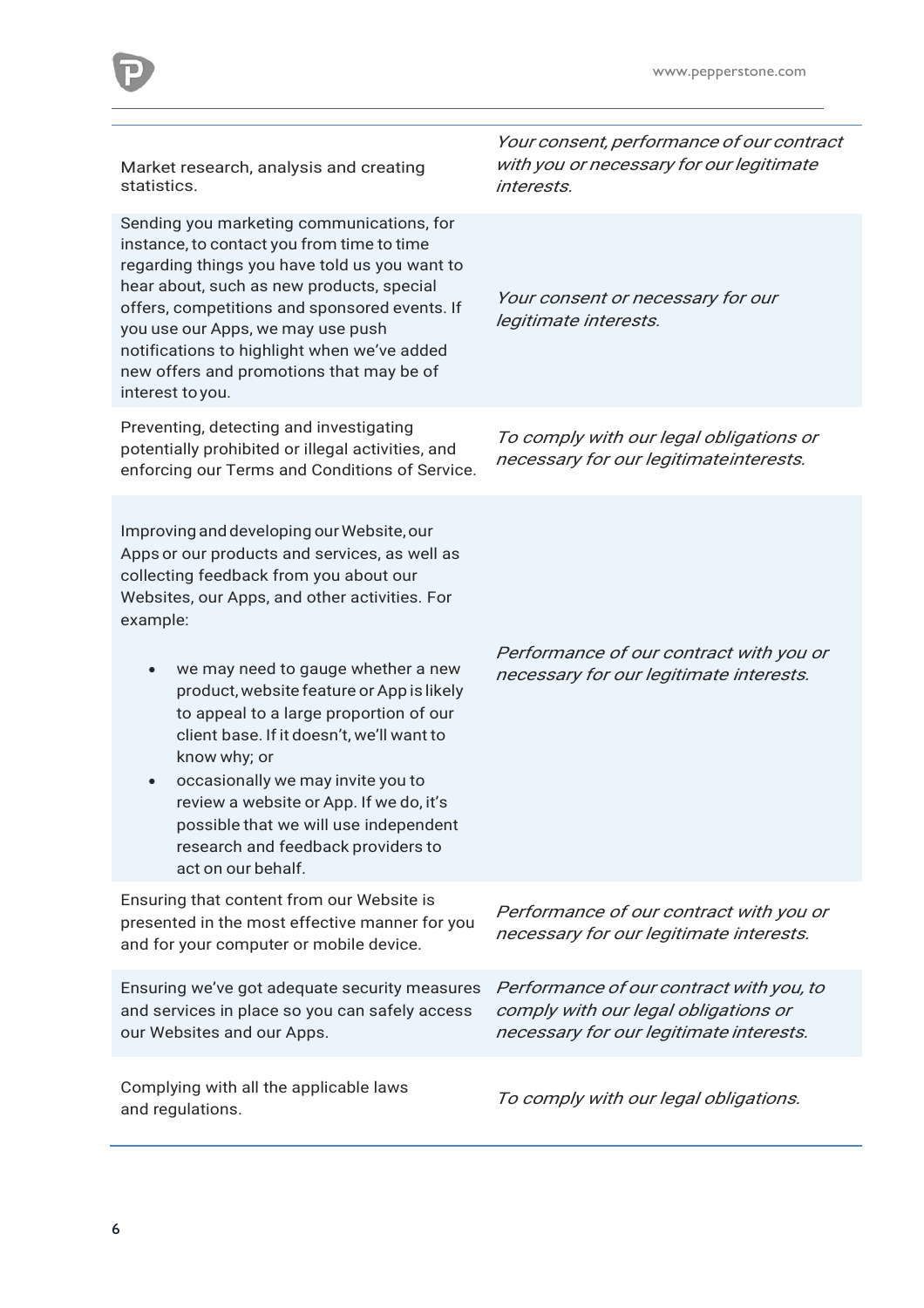| | |
|---|---|
| Market research, analysis and creating statistics. | *Your consent, performance of our contract with you or necessary for our legitimate interests.* |
| Sending you marketing communications, for instance, to contact you from time to time regarding things you have told us you want to hear about, such as new products, special offers, competitions and sponsored events. If you use our Apps, we may use push notifications to highlight when we've added new offers and promotions that may be of interest to you. | *Your consent or necessary for our legitimate interests.* |
| Preventing, detecting and investigating potentially prohibited or illegal activities, and enforcing our Terms and Conditions of Service. | *To comply with our legal obligations or necessary for our legitimateinterests.* |
| Improving and developing our Website, our Apps or our products and services, as well as collecting feedback from you about our Websites, our Apps, and other activities. For example:<br>• we may need to gauge whether a new product, website feature or App is likely to appeal to a large proportion of our client base. If it doesn't, we'll want to know why; or<br>• occasionally we may invite you to review a website or App. If we do, it's possible that we will use independent research and feedback providers to act on our behalf. | *Performance of our contract with you or necessary for our legitimate interests.* |
| Ensuring that content from our Website is presented in the most effective manner for you and for your computer or mobile device. | *Performance of our contract with you or necessary for our legitimate interests.* |
| Ensuring we've got adequate security measures and services in place so you can safely access our Websites and our Apps. | *Performance of our contract with you, to comply with our legal obligations or necessary for our legitimate interests.* |
| Complying with all the applicable laws and regulations. | *To comply with our legal obligations.* |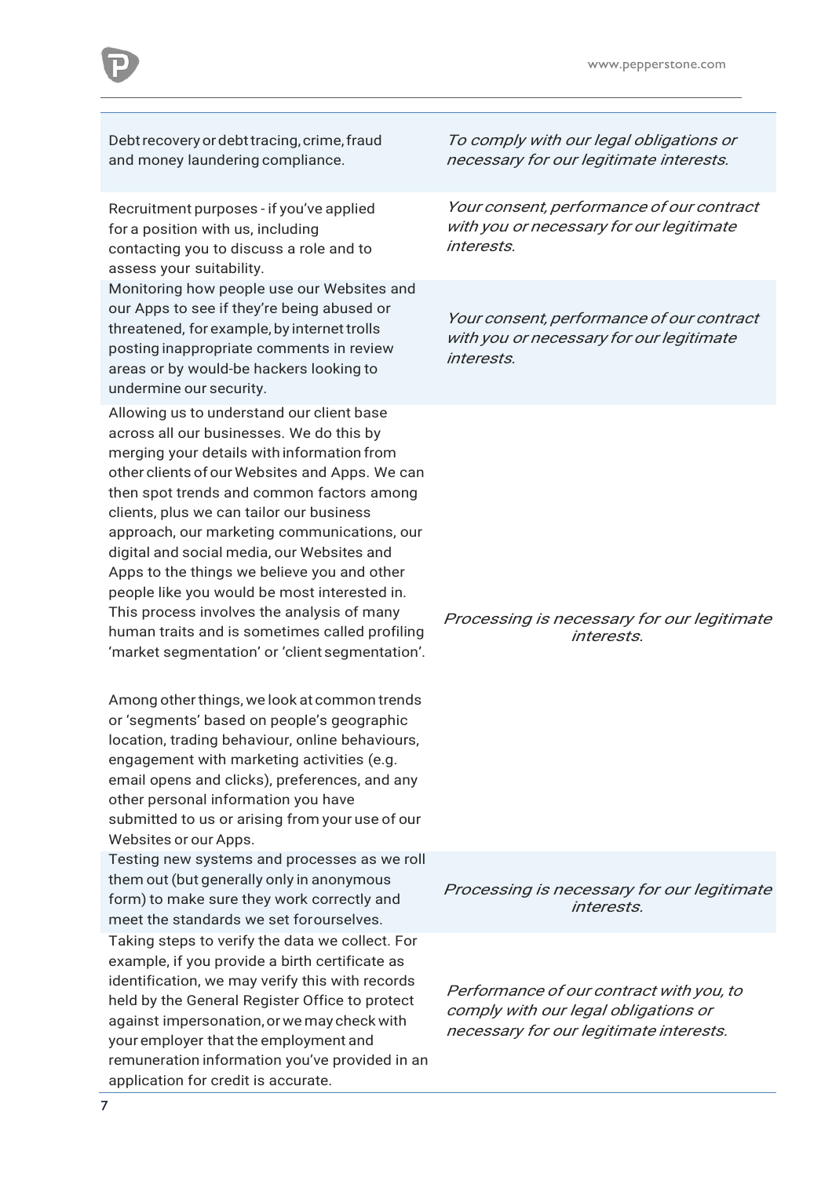| | |
|---|---|
| Debt recovery or debt tracing, crime, fraud and money laundering compliance. | *To comply with our legal obligations or necessary for our legitimate interests.* |
| Recruitment purposes - if you've applied for a position with us, including contacting you to discuss a role and to assess your suitability. | *Your consent, performance of our contract with you or necessary for our legitimate interests.* |
| Monitoring how people use our Websites and our Apps to see if they're being abused or threatened, for example, by internet trolls posting inappropriate comments in review areas or by would-be hackers looking to undermine our security. | *Your consent, performance of our contract with you or necessary for our legitimate interests.* |
| Allowing us to understand our client base across all our businesses. We do this by merging your details with information from other clients of our Websites and Apps. We can then spot trends and common factors among clients, plus we can tailor our business approach, our marketing communications, our digital and social media, our Websites and Apps to the things we believe you and other people like you would be most interested in. This process involves the analysis of many human traits and is sometimes called profiling 'market segmentation' or 'client segmentation'.<br><br>Among other things, we look at common trends or 'segments' based on people's geographic location, trading behaviour, online behaviours, engagement with marketing activities (e.g. email opens and clicks), preferences, and any other personal information you have submitted to us or arising from your use of our Websites or our Apps. | *Processing is necessary for our legitimate interests.* |
| Testing new systems and processes as we roll them out (but generally only in anonymous form) to make sure they work correctly and meet the standards we set for ourselves. | *Processing is necessary for our legitimate interests.* |
| Taking steps to verify the data we collect. For example, if you provide a birth certificate as identification, we may verify this with records held by the General Register Office to protect against impersonation, or we may check with your employer that the employment and remuneration information you've provided in an application for credit is accurate. | *Performance of our contract with you, to comply with our legal obligations or necessary for our legitimate interests.* |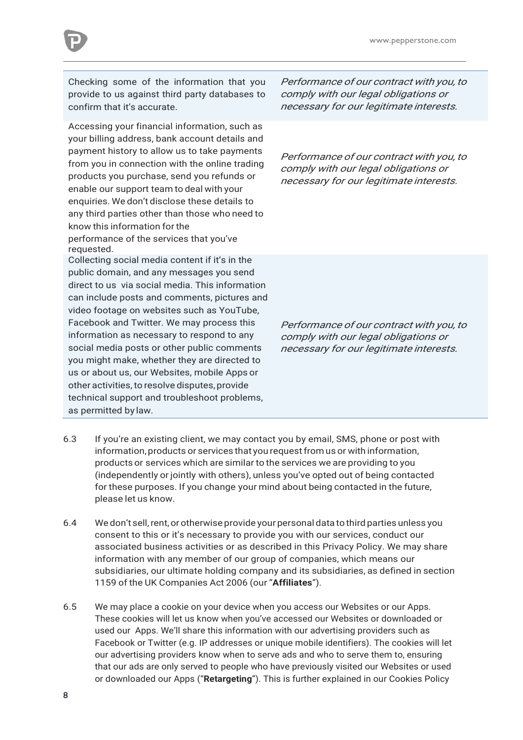| | |
|---|---|
| Checking some of the information that you provide to us against third party databases to confirm that it's accurate. | *Performance of our contract with you, to comply with our legal obligations or necessary for our legitimate interests.* |
| Accessing your financial information, such as your billing address, bank account details and payment history to allow us to take payments from you in connection with the online trading products you purchase, send you refunds or enable our support team to deal with your enquiries. We don't disclose these details to any third parties other than those who need to know this information for the performance of the services that you've requested. | *Performance of our contract with you, to comply with our legal obligations or necessary for our legitimate interests.* |
| Collecting social media content if it's in the public domain, and any messages you send direct to us via social media. This information can include posts and comments, pictures and video footage on websites such as YouTube, Facebook and Twitter. We may process this information as necessary to respond to any social media posts or other public comments you might make, whether they are directed to us or about us, our Websites, mobile Apps or other activities, to resolve disputes, provide technical support and troubleshoot problems, as permitted by law. | *Performance of our contract with you, to comply with our legal obligations or necessary for our legitimate interests.* |

6.3 If you're an existing client, we may contact you by email, SMS, phone or post with information, products or services that you request from us or with information, products or services which are similar to the services we are providing to you (independently or jointly with others), unless you've opted out of being contacted for these purposes. If you change your mind about being contacted in the future, please let us know.

6.4 We don't sell, rent, or otherwise provide your personal data to third parties unless you consent to this or it's necessary to provide you with our services, conduct our associated business activities or as described in this Privacy Policy. We may share information with any member of our group of companies, which means our subsidiaries, our ultimate holding company and its subsidiaries, as defined in section 1159 of the UK Companies Act 2006 (our "**Affiliates**").

6.5 We may place a cookie on your device when you access our Websites or our Apps. These cookies will let us know when you've accessed our Websites or downloaded or used our Apps. We'll share this information with our advertising providers such as Facebook or Twitter (e.g. IP addresses or unique mobile identifiers). The cookies will let our advertising providers know when to serve ads and who to serve them to, ensuring that our ads are only served to people who have previously visited our Websites or used or downloaded our Apps ("**Retargeting**"). This is further explained in our Cookies Policy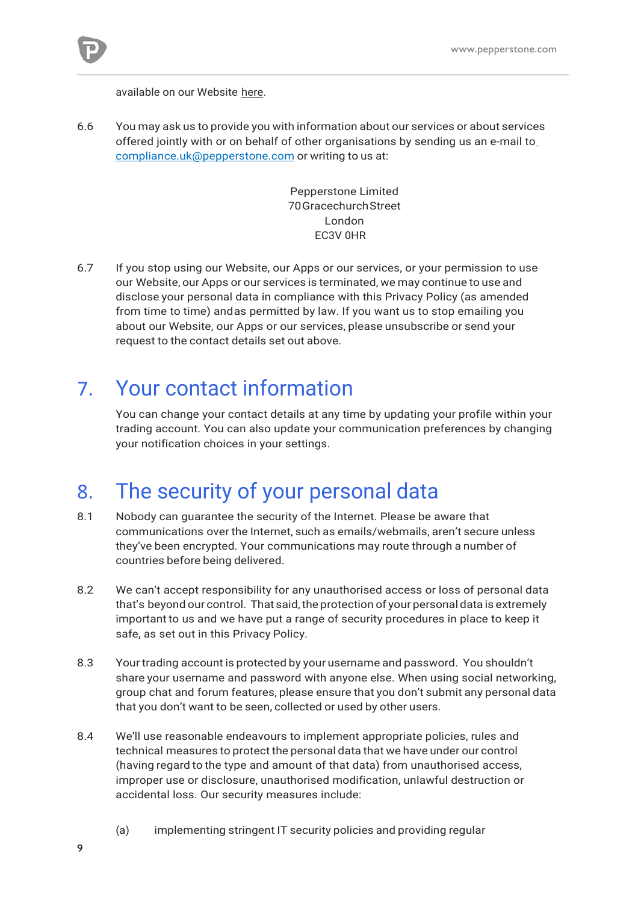available on our Website here.

6.6 You may ask us to provide you with information about our services or about services offered jointly with or on behalf of other organisations by sending us an e-mail to compliance.uk@pepperstone.com or writing to us at:

Pepperstone Limited
70 Gracechurch Street
London
EC3V 0HR

6.7 If you stop using our Website, our Apps or our services, or your permission to use our Website, our Apps or our services is terminated, we may continue to use and disclose your personal data in compliance with this Privacy Policy (as amended from time to time) and as permitted by law. If you want us to stop emailing you about our Website, our Apps or our services, please unsubscribe or send your request to the contact details set out above.

# 7. Your contact information

You can change your contact details at any time by updating your profile within your trading account. You can also update your communication preferences by changing your notification choices in your settings.

# 8. The security of your personal data

8.1 Nobody can guarantee the security of the Internet. Please be aware that communications over the Internet, such as emails/webmails, aren't secure unless they've been encrypted. Your communications may route through a number of countries before being delivered.

8.2 We can't accept responsibility for any unauthorised access or loss of personal data that's beyond our control. That said, the protection of your personal data is extremely important to us and we have put a range of security procedures in place to keep it safe, as set out in this Privacy Policy.

8.3 Your trading account is protected by your username and password. You shouldn't share your username and password with anyone else. When using social networking, group chat and forum features, please ensure that you don't submit any personal data that you don't want to be seen, collected or used by other users.

8.4 We'll use reasonable endeavours to implement appropriate policies, rules and technical measures to protect the personal data that we have under our control (having regard to the type and amount of that data) from unauthorised access, improper use or disclosure, unauthorised modification, unlawful destruction or accidental loss. Our security measures include:

(a) implementing stringent IT security policies and providing regular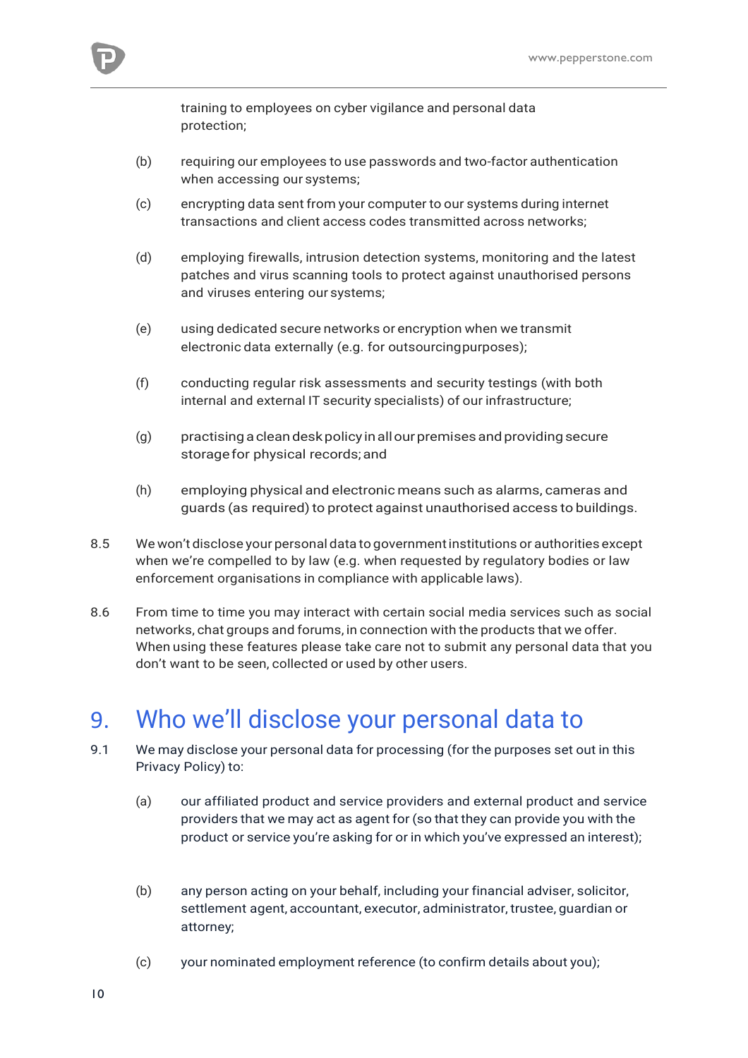training to employees on cyber vigilance and personal data protection;

(b) requiring our employees to use passwords and two-factor authentication when accessing our systems;

(c) encrypting data sent from your computer to our systems during internet transactions and client access codes transmitted across networks;

(d) employing firewalls, intrusion detection systems, monitoring and the latest patches and virus scanning tools to protect against unauthorised persons and viruses entering our systems;

(e) using dedicated secure networks or encryption when we transmit electronic data externally (e.g. for outsourcing purposes);

(f) conducting regular risk assessments and security testings (with both internal and external IT security specialists) of our infrastructure;

(g) practising a clean desk policy in all our premises and providing secure storage for physical records; and

(h) employing physical and electronic means such as alarms, cameras and guards (as required) to protect against unauthorised access to buildings.

8.5 We won't disclose your personal data to government institutions or authorities except when we're compelled to by law (e.g. when requested by regulatory bodies or law enforcement organisations in compliance with applicable laws).

8.6 From time to time you may interact with certain social media services such as social networks, chat groups and forums, in connection with the products that we offer. When using these features please take care not to submit any personal data that you don't want to be seen, collected or used by other users.

# 9. Who we'll disclose your personal data to

9.1 We may disclose your personal data for processing (for the purposes set out in this Privacy Policy) to:

(a) our affiliated product and service providers and external product and service providers that we may act as agent for (so that they can provide you with the product or service you're asking for or in which you've expressed an interest);

(b) any person acting on your behalf, including your financial adviser, solicitor, settlement agent, accountant, executor, administrator, trustee, guardian or attorney;

(c) your nominated employment reference (to confirm details about you);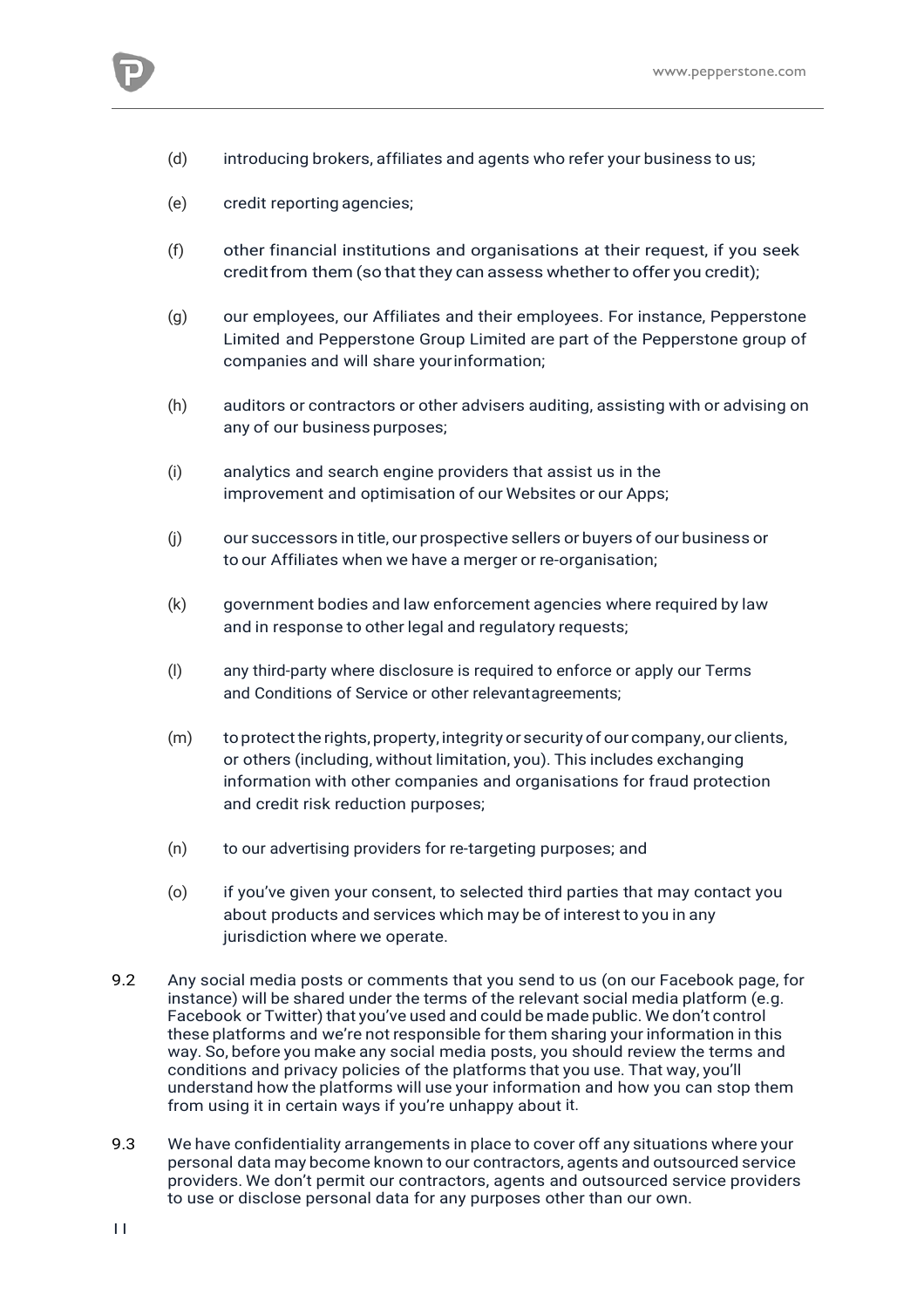(d) introducing brokers, affiliates and agents who refer your business to us;

(e) credit reporting agencies;

(f) other financial institutions and organisations at their request, if you seek credit from them (so that they can assess whether to offer you credit);

(g) our employees, our Affiliates and their employees. For instance, Pepperstone Limited and Pepperstone Group Limited are part of the Pepperstone group of companies and will share your information;

(h) auditors or contractors or other advisers auditing, assisting with or advising on any of our business purposes;

(i) analytics and search engine providers that assist us in the improvement and optimisation of our Websites or our Apps;

(j) our successors in title, our prospective sellers or buyers of our business or to our Affiliates when we have a merger or re-organisation;

(k) government bodies and law enforcement agencies where required by law and in response to other legal and regulatory requests;

(l) any third-party where disclosure is required to enforce or apply our Terms and Conditions of Service or other relevant agreements;

(m) to protect the rights, property, integrity or security of our company, our clients, or others (including, without limitation, you). This includes exchanging information with other companies and organisations for fraud protection and credit risk reduction purposes;

(n) to our advertising providers for re-targeting purposes; and

(o) if you've given your consent, to selected third parties that may contact you about products and services which may be of interest to you in any jurisdiction where we operate.

9.2 Any social media posts or comments that you send to us (on our Facebook page, for instance) will be shared under the terms of the relevant social media platform (e.g. Facebook or Twitter) that you've used and could be made public. We don't control these platforms and we're not responsible for them sharing your information in this way. So, before you make any social media posts, you should review the terms and conditions and privacy policies of the platforms that you use. That way, you'll understand how the platforms will use your information and how you can stop them from using it in certain ways if you're unhappy about it.

9.3 We have confidentiality arrangements in place to cover off any situations where your personal data may become known to our contractors, agents and outsourced service providers. We don't permit our contractors, agents and outsourced service providers to use or disclose personal data for any purposes other than our own.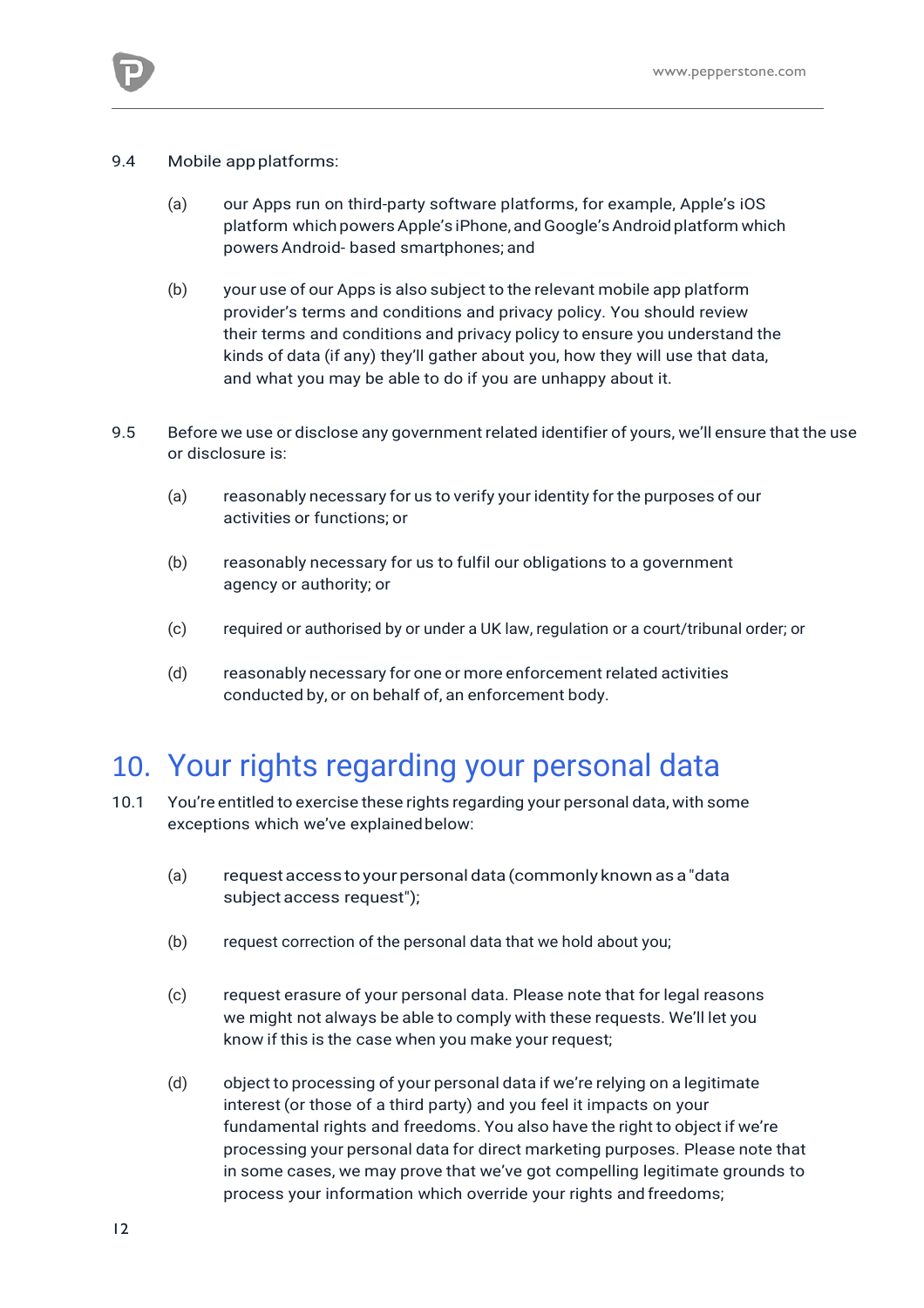9.4 Mobile app platforms:

(a) our Apps run on third-party software platforms, for example, Apple's iOS platform which powers Apple's iPhone, and Google's Android platform which powers Android- based smartphones; and

(b) your use of our Apps is also subject to the relevant mobile app platform provider's terms and conditions and privacy policy. You should review their terms and conditions and privacy policy to ensure you understand the kinds of data (if any) they'll gather about you, how they will use that data, and what you may be able to do if you are unhappy about it.

9.5 Before we use or disclose any government related identifier of yours, we'll ensure that the use or disclosure is:

(a) reasonably necessary for us to verify your identity for the purposes of our activities or functions; or

(b) reasonably necessary for us to fulfil our obligations to a government agency or authority; or

(c) required or authorised by or under a UK law, regulation or a court/tribunal order; or

(d) reasonably necessary for one or more enforcement related activities conducted by, or on behalf of, an enforcement body.

# 10. Your rights regarding your personal data

10.1 You're entitled to exercise these rights regarding your personal data, with some exceptions which we've explained below:

(a) request access to your personal data (commonly known as a "data subject access request");

(b) request correction of the personal data that we hold about you;

(c) request erasure of your personal data. Please note that for legal reasons we might not always be able to comply with these requests. We'll let you know if this is the case when you make your request;

(d) object to processing of your personal data if we're relying on a legitimate interest (or those of a third party) and you feel it impacts on your fundamental rights and freedoms. You also have the right to object if we're processing your personal data for direct marketing purposes. Please note that in some cases, we may prove that we've got compelling legitimate grounds to process your information which override your rights and freedoms;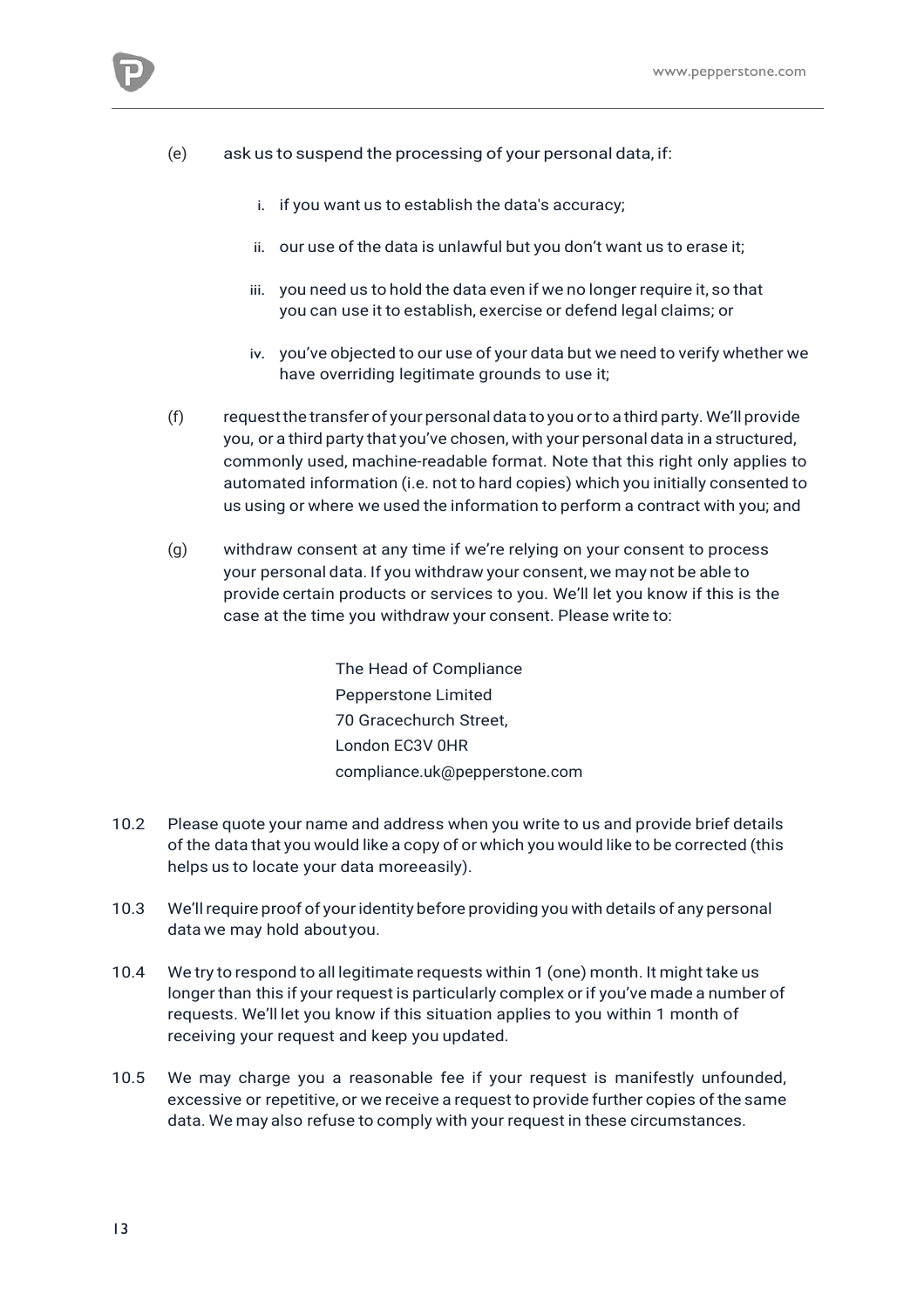(e) ask us to suspend the processing of your personal data, if:

   i. if you want us to establish the data's accuracy;

   ii. our use of the data is unlawful but you don't want us to erase it;

   iii. you need us to hold the data even if we no longer require it, so that you can use it to establish, exercise or defend legal claims; or

   iv. you've objected to our use of your data but we need to verify whether we have overriding legitimate grounds to use it;

(f) request the transfer of your personal data to you or to a third party. We'll provide you, or a third party that you've chosen, with your personal data in a structured, commonly used, machine-readable format. Note that this right only applies to automated information (i.e. not to hard copies) which you initially consented to us using or where we used the information to perform a contract with you; and

(g) withdraw consent at any time if we're relying on your consent to process your personal data. If you withdraw your consent, we may not be able to provide certain products or services to you. We'll let you know if this is the case at the time you withdraw your consent. Please write to:

> The Head of Compliance
> Pepperstone Limited
> 70 Gracechurch Street,
> London EC3V 0HR
> compliance.uk@pepperstone.com

10.2 Please quote your name and address when you write to us and provide brief details of the data that you would like a copy of or which you would like to be corrected (this helps us to locate your data moreeasily).

10.3 We'll require proof of your identity before providing you with details of any personal data we may hold aboutyou.

10.4 We try to respond to all legitimate requests within 1 (one) month. It might take us longer than this if your request is particularly complex or if you've made a number of requests. We'll let you know if this situation applies to you within 1 month of receiving your request and keep you updated.

10.5 We may charge you a reasonable fee if your request is manifestly unfounded, excessive or repetitive, or we receive a request to provide further copies of the same data. We may also refuse to comply with your request in these circumstances.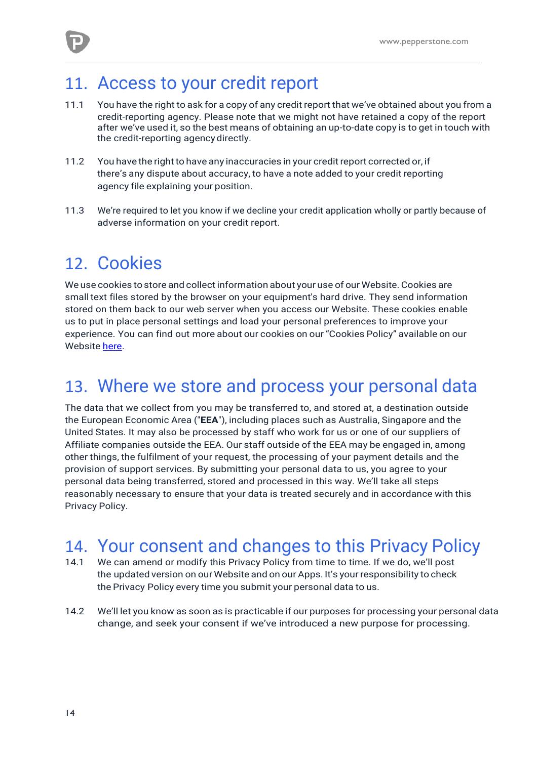# 11. Access to your credit report

11.1 You have the right to ask for a copy of any credit report that we've obtained about you from a credit-reporting agency. Please note that we might not have retained a copy of the report after we've used it, so the best means of obtaining an up-to-date copy is to get in touch with the credit-reporting agency directly.

11.2 You have the right to have any inaccuracies in your credit report corrected or, if there's any dispute about accuracy, to have a note added to your credit reporting agency file explaining your position.

11.3 We're required to let you know if we decline your credit application wholly or partly because of adverse information on your credit report.

# 12. Cookies

We use cookies to store and collect information about your use of our Website. Cookies are small text files stored by the browser on your equipment's hard drive. They send information stored on them back to our web server when you access our Website. These cookies enable us to put in place personal settings and load your personal preferences to improve your experience. You can find out more about our cookies on our "Cookies Policy" available on our Website here.

# 13. Where we store and process your personal data

The data that we collect from you may be transferred to, and stored at, a destination outside the European Economic Area ("**EEA**"), including places such as Australia, Singapore and the United States. It may also be processed by staff who work for us or one of our suppliers of Affiliate companies outside the EEA. Our staff outside of the EEA may be engaged in, among other things, the fulfilment of your request, the processing of your payment details and the provision of support services. By submitting your personal data to us, you agree to your personal data being transferred, stored and processed in this way. We'll take all steps reasonably necessary to ensure that your data is treated securely and in accordance with this Privacy Policy.

# 14. Your consent and changes to this Privacy Policy

14.1 We can amend or modify this Privacy Policy from time to time. If we do, we'll post the updated version on our Website and on our Apps. It's your responsibility to check the Privacy Policy every time you submit your personal data to us.

14.2 We'll let you know as soon as is practicable if our purposes for processing your personal data change, and seek your consent if we've introduced a new purpose for processing.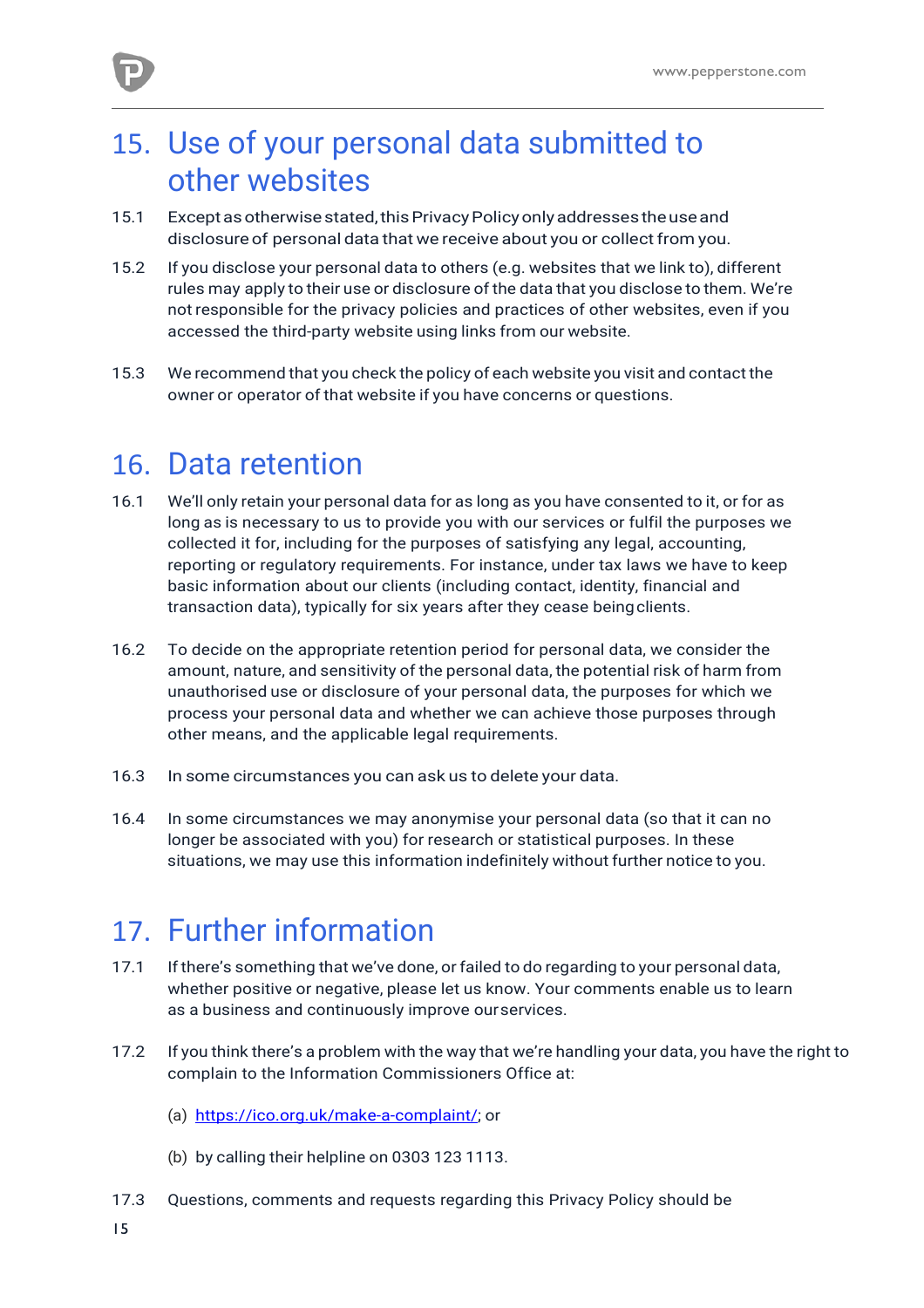## 15. Use of your personal data submitted to other websites

15.1 Except as otherwise stated, this Privacy Policy only addresses the use and disclosure of personal data that we receive about you or collect from you.

15.2 If you disclose your personal data to others (e.g. websites that we link to), different rules may apply to their use or disclosure of the data that you disclose to them. We're not responsible for the privacy policies and practices of other websites, even if you accessed the third-party website using links from our website.

15.3 We recommend that you check the policy of each website you visit and contact the owner or operator of that website if you have concerns or questions.

## 16. Data retention

16.1 We'll only retain your personal data for as long as you have consented to it, or for as long as is necessary to us to provide you with our services or fulfil the purposes we collected it for, including for the purposes of satisfying any legal, accounting, reporting or regulatory requirements. For instance, under tax laws we have to keep basic information about our clients (including contact, identity, financial and transaction data), typically for six years after they cease being clients.

16.2 To decide on the appropriate retention period for personal data, we consider the amount, nature, and sensitivity of the personal data, the potential risk of harm from unauthorised use or disclosure of your personal data, the purposes for which we process your personal data and whether we can achieve those purposes through other means, and the applicable legal requirements.

16.3 In some circumstances you can ask us to delete your data.

16.4 In some circumstances we may anonymise your personal data (so that it can no longer be associated with you) for research or statistical purposes. In these situations, we may use this information indefinitely without further notice to you.

## 17. Further information

17.1 If there's something that we've done, or failed to do regarding to your personal data, whether positive or negative, please let us know. Your comments enable us to learn as a business and continuously improve our services.

17.2 If you think there's a problem with the way that we're handling your data, you have the right to complain to the Information Commissioners Office at:

(a) [https://ico.org.uk/make-a-complaint/](https://ico.org.uk/make-a-complaint/); or

(b) by calling their helpline on 0303 123 1113.

17.3 Questions, comments and requests regarding this Privacy Policy should be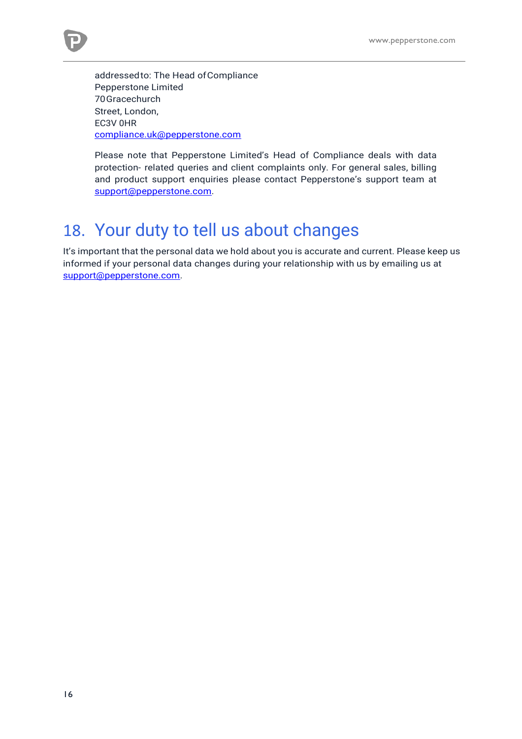addressed to: The Head of Compliance
Pepperstone Limited
70 Gracechurch
Street, London,
EC3V 0HR
compliance.uk@pepperstone.com

Please note that Pepperstone Limited's Head of Compliance deals with data protection- related queries and client complaints only. For general sales, billing and product support enquiries please contact Pepperstone's support team at support@pepperstone.com.

# 18. Your duty to tell us about changes

It's important that the personal data we hold about you is accurate and current. Please keep us informed if your personal data changes during your relationship with us by emailing us at support@pepperstone.com.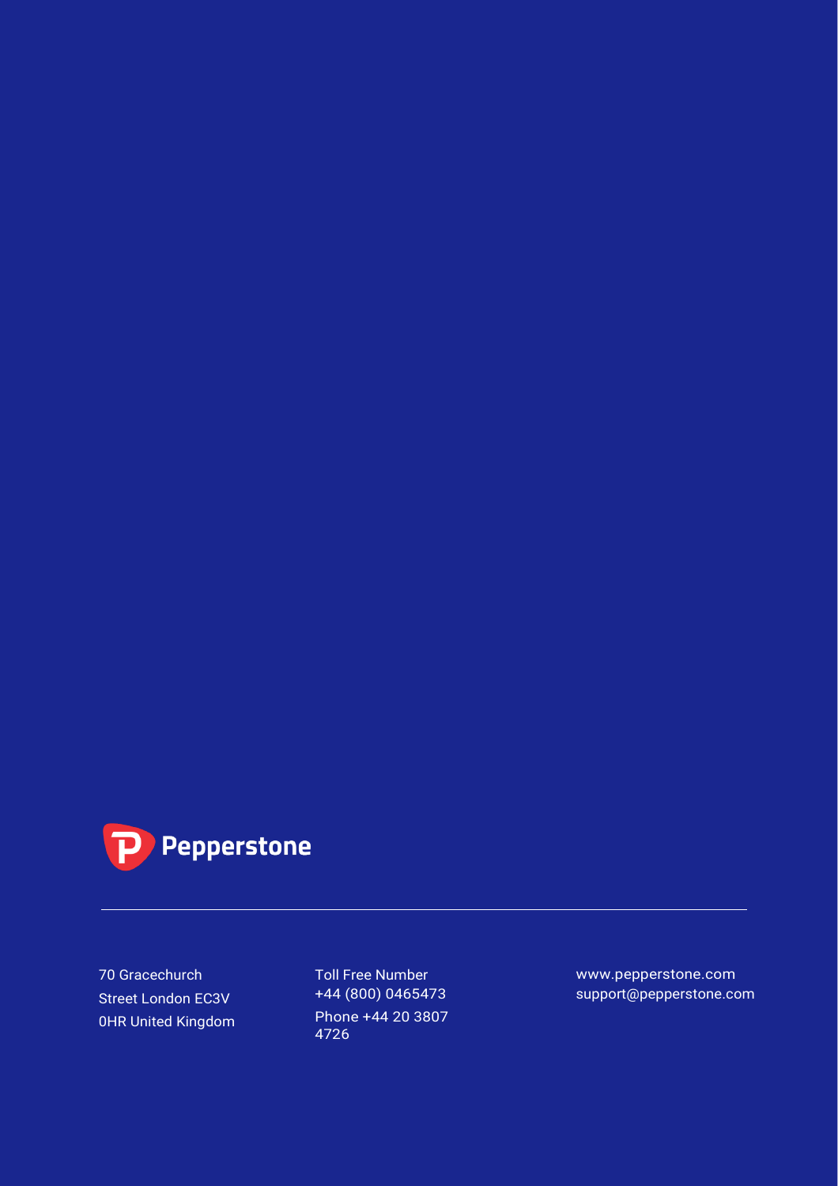Pepperstone

70 Gracechurch Street London EC3V 0HR United Kingdom

Toll Free Number +44 (800) 0465473

Phone +44 20 3807 4726

www.pepperstone.com

support@pepperstone.com